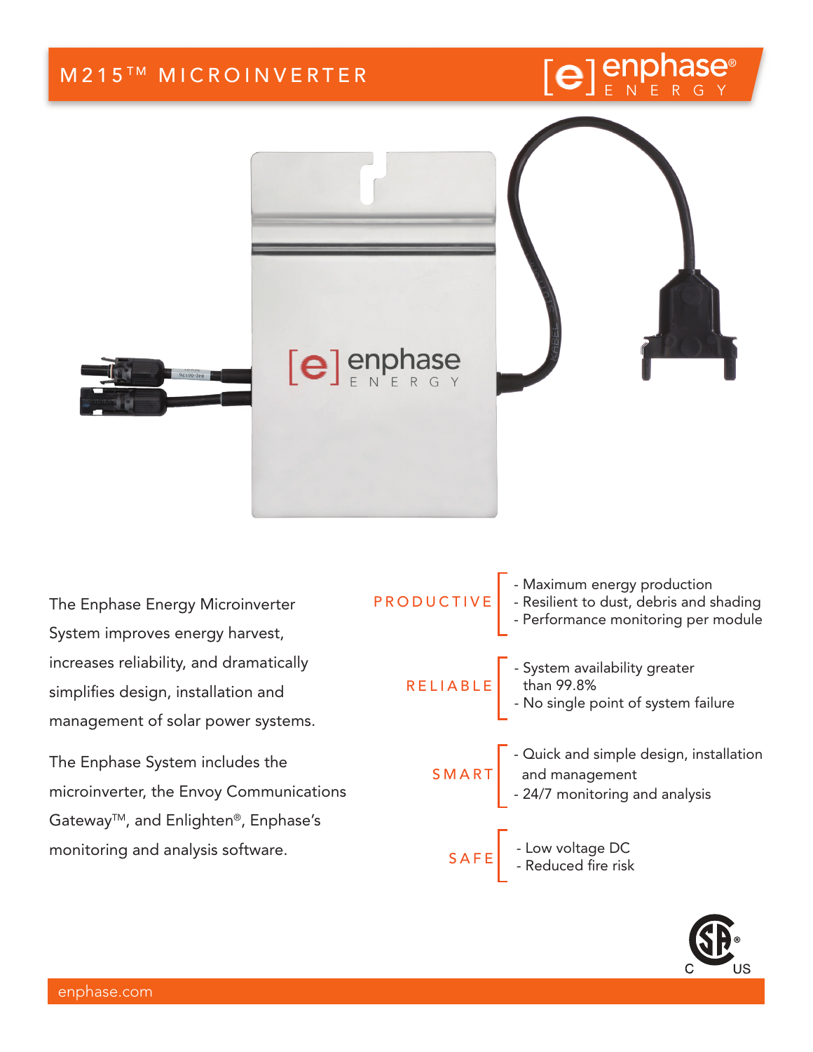# M215™ MICROINVERTER

The Enphase Energy Microinverter System improves energy harvest, increases reliability, and dramatically simplifies design, installation and management of solar power systems.

The Enphase System includes the microinverter, the Envoy Communications Gateway™, and Enlighten®, Enphase's monitoring and analysis software.

**PRODUCTIVE**

- Maximum energy production
- Resilient to dust, debris and shading
- Performance monitoring per module

**RELIABLE**

- System availability greater than 99.8%
- No single point of system failure

**SMART**

- Quick and simple design, installation and management
- 24/7 monitoring and analysis

**SAFE**

- Low voltage DC
- Reduced fire risk

enphase.com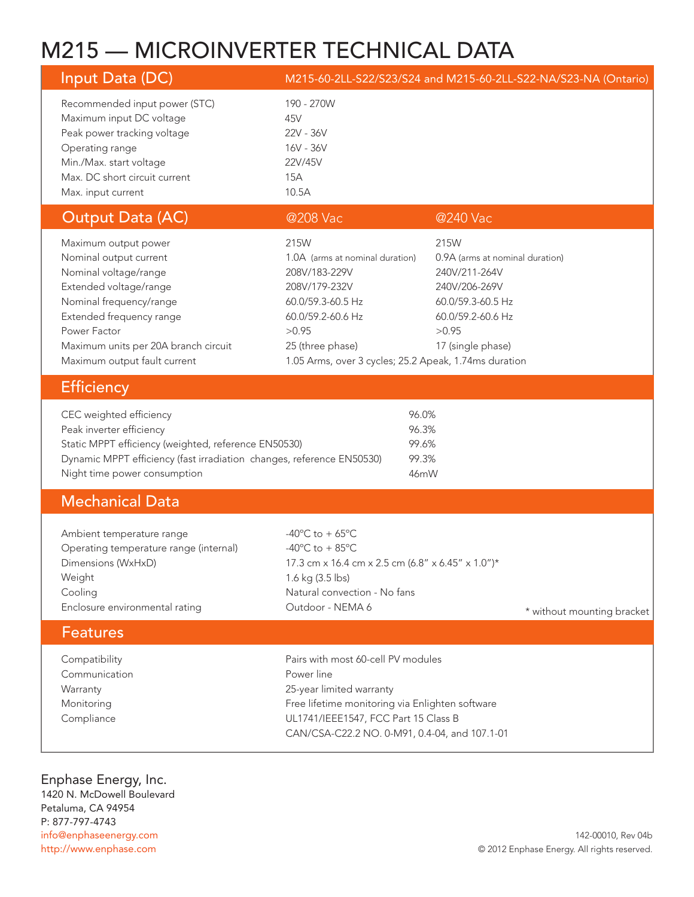# M215 — MICROINVERTER TECHNICAL DATA

| Input Data (DC) | M215-60-2LL-S22/S23/S24 and M215-60-2LL-S22-NA/S23-NA (Ontario) |
|---|---|
| Recommended input power (STC) | 190 - 270W |
| Maximum input DC voltage | 45V |
| Peak power tracking voltage | 22V - 36V |
| Operating range | 16V - 36V |
| Min./Max. start voltage | 22V/45V |
| Max. DC short circuit current | 15A |
| Max. input current | 10.5A |

| Output Data (AC) | @208 Vac | @240 Vac |
|---|---|---|
| Maximum output power | 215W | 215W |
| Nominal output current | 1.0A (arms at nominal duration) | 0.9A (arms at nominal duration) |
| Nominal voltage/range | 208V/183-229V | 240V/211-264V |
| Extended voltage/range | 208V/179-232V | 240V/206-269V |
| Nominal frequency/range | 60.0/59.3-60.5 Hz | 60.0/59.3-60.5 Hz |
| Extended frequency range | 60.0/59.2-60.6 Hz | 60.0/59.2-60.6 Hz |
| Power Factor | >0.95 | >0.95 |
| Maximum units per 20A branch circuit | 25 (three phase) | 17 (single phase) |
| Maximum output fault current | 1.05 Arms, over 3 cycles; 25.2 Apeak, 1.74ms duration | |

| Efficiency | |
|---|---|
| CEC weighted efficiency | 96.0% |
| Peak inverter efficiency | 96.3% |
| Static MPPT efficiency (weighted, reference EN50530) | 99.6% |
| Dynamic MPPT efficiency (fast irradiation changes, reference EN50530) | 99.3% |
| Night time power consumption | 46mW |

| Mechanical Data | |
|---|---|
| Ambient temperature range | -40°C to + 65°C |
| Operating temperature range (internal) | -40°C to + 85°C |
| Dimensions (WxHxD) | 17.3 cm x 16.4 cm x 2.5 cm (6.8" x 6.45" x 1.0")* |
| Weight | 1.6 kg (3.5 lbs) |
| Cooling | Natural convection - No fans |
| Enclosure environmental rating | Outdoor - NEMA 6 |

\* without mounting bracket

| Features | |
|---|---|
| Compatibility | Pairs with most 60-cell PV modules |
| Communication | Power line |
| Warranty | 25-year limited warranty |
| Monitoring | Free lifetime monitoring via Enlighten software |
| Compliance | UL1741/IEEE1547, FCC Part 15 Class B<br>CAN/CSA-C22.2 NO. 0-M91, 0.4-04, and 107.1-01 |

Enphase Energy, Inc.
1420 N. McDowell Boulevard
Petaluma, CA 94954
P: 877-797-4743
info@enphaseenergy.com
http://www.enphase.com

142-00010, Rev 04b
© 2012 Enphase Energy. All rights reserved.